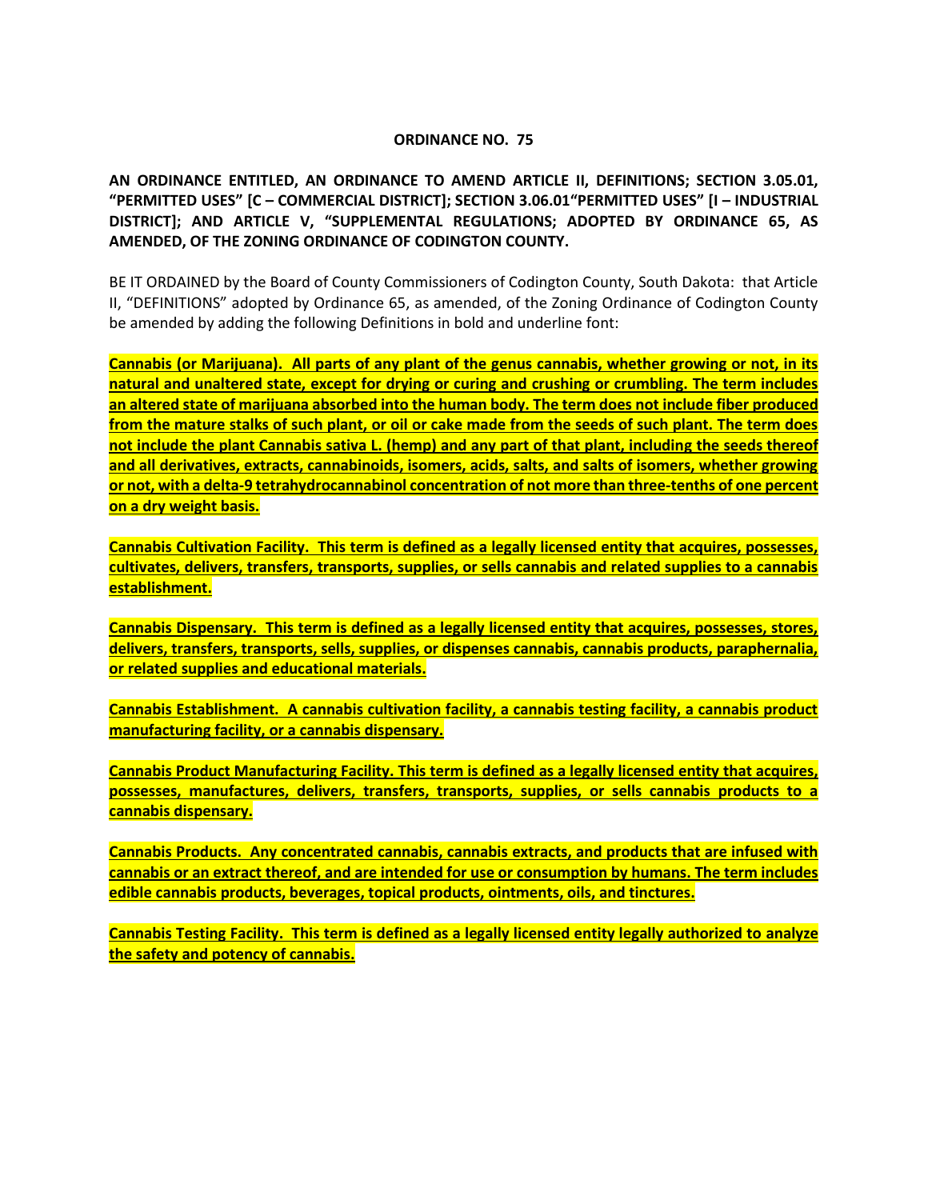**ORDINANCE NO. 75**

**AN ORDINANCE ENTITLED, AN ORDINANCE TO AMEND ARTICLE II, DEFINITIONS; SECTION 3.05.01, "PERMITTED USES" [C – COMMERCIAL DISTRICT]; SECTION 3.06.01"PERMITTED USES" [I – INDUSTRIAL DISTRICT]; AND ARTICLE V, "SUPPLEMENTAL REGULATIONS; ADOPTED BY ORDINANCE 65, AS AMENDED, OF THE ZONING ORDINANCE OF CODINGTON COUNTY.**

BE IT ORDAINED by the Board of County Commissioners of Codington County, South Dakota: that Article II, "DEFINITIONS" adopted by Ordinance 65, as amended, of the Zoning Ordinance of Codington County be amended by adding the following Definitions in bold and underline font:

<u>**Cannabis (or Marijuana). All parts of any plant of the genus cannabis, whether growing or not, in its natural and unaltered state, except for drying or curing and crushing or crumbling. The term includes an altered state of marijuana absorbed into the human body. The term does not include fiber produced from the mature stalks of such plant, or oil or cake made from the seeds of such plant. The term does not include the plant Cannabis sativa L. (hemp) and any part of that plant, including the seeds thereof and all derivatives, extracts, cannabinoids, isomers, acids, salts, and salts of isomers, whether growing or not, with a delta-9 tetrahydrocannabinol concentration of not more than three-tenths of one percent on a dry weight basis.**</u>

<u>**Cannabis Cultivation Facility. This term is defined as a legally licensed entity that acquires, possesses, cultivates, delivers, transfers, transports, supplies, or sells cannabis and related supplies to a cannabis establishment.**</u>

<u>**Cannabis Dispensary. This term is defined as a legally licensed entity that acquires, possesses, stores, delivers, transfers, transports, sells, supplies, or dispenses cannabis, cannabis products, paraphernalia, or related supplies and educational materials.**</u>

<u>**Cannabis Establishment. A cannabis cultivation facility, a cannabis testing facility, a cannabis product manufacturing facility, or a cannabis dispensary.**</u>

<u>**Cannabis Product Manufacturing Facility. This term is defined as a legally licensed entity that acquires, possesses, manufactures, delivers, transfers, transports, supplies, or sells cannabis products to a cannabis dispensary.**</u>

<u>**Cannabis Products. Any concentrated cannabis, cannabis extracts, and products that are infused with cannabis or an extract thereof, and are intended for use or consumption by humans. The term includes edible cannabis products, beverages, topical products, ointments, oils, and tinctures.**</u>

<u>**Cannabis Testing Facility. This term is defined as a legally licensed entity legally authorized to analyze the safety and potency of cannabis.**</u>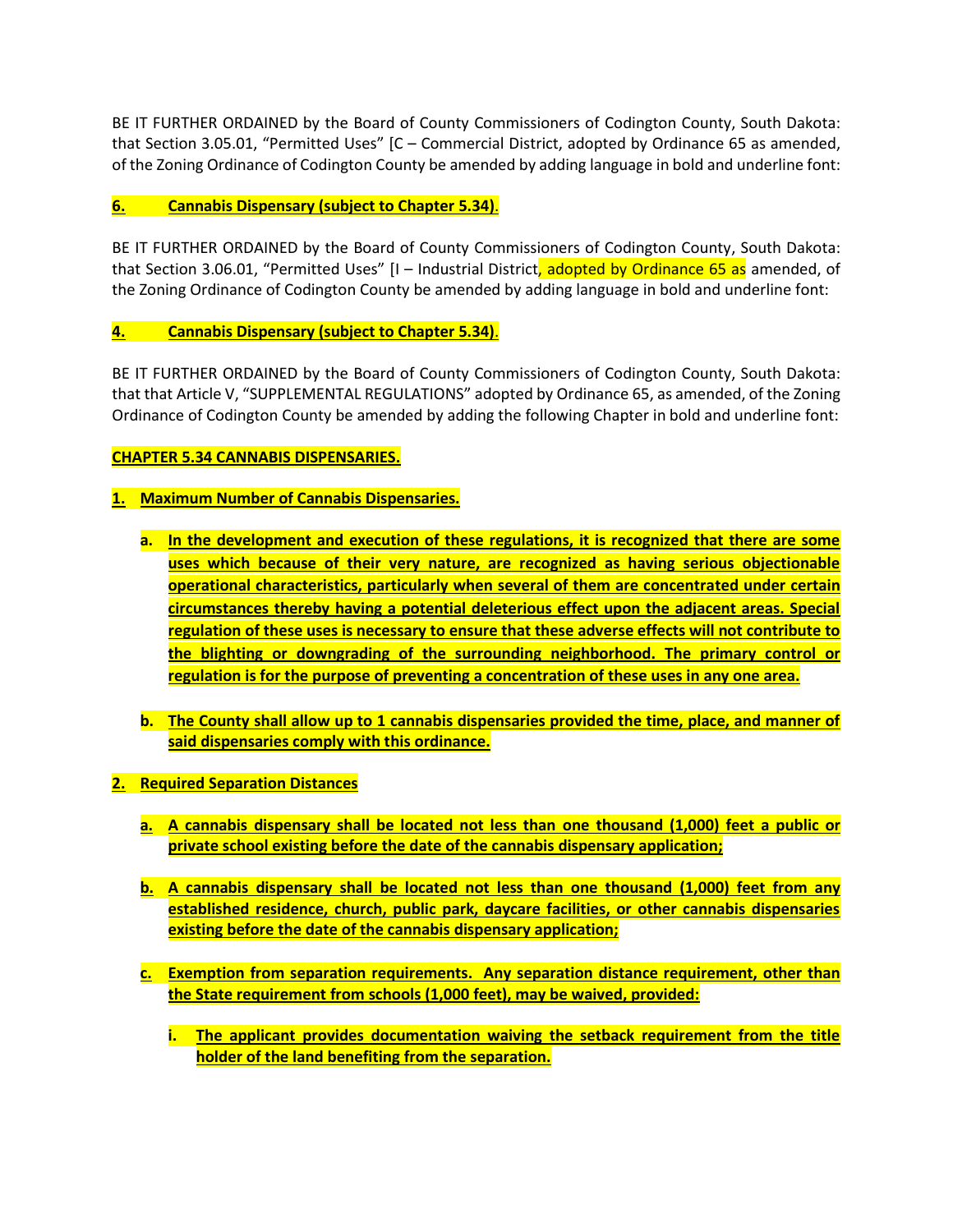BE IT FURTHER ORDAINED by the Board of County Commissioners of Codington County, South Dakota: that Section 3.05.01, "Permitted Uses" [C – Commercial District, adopted by Ordinance 65 as amended, of the Zoning Ordinance of Codington County be amended by adding language in bold and underline font:

**<u>6. Cannabis Dispensary (subject to Chapter 5.34)</u>**.

BE IT FURTHER ORDAINED by the Board of County Commissioners of Codington County, South Dakota: that Section 3.06.01, "Permitted Uses" [I – Industrial District, adopted by Ordinance 65 as amended, of the Zoning Ordinance of Codington County be amended by adding language in bold and underline font:

**<u>4. Cannabis Dispensary (subject to Chapter 5.34)</u>**.

BE IT FURTHER ORDAINED by the Board of County Commissioners of Codington County, South Dakota: that that Article V, "SUPPLEMENTAL REGULATIONS" adopted by Ordinance 65, as amended, of the Zoning Ordinance of Codington County be amended by adding the following Chapter in bold and underline font:

**<u>CHAPTER 5.34 CANNABIS DISPENSARIES.</u>**

**<u>1. Maximum Number of Cannabis Dispensaries.</u>**

**<u>a. In the development and execution of these regulations, it is recognized that there are some uses which because of their very nature, are recognized as having serious objectionable operational characteristics, particularly when several of them are concentrated under certain circumstances thereby having a potential deleterious effect upon the adjacent areas. Special regulation of these uses is necessary to ensure that these adverse effects will not contribute to the blighting or downgrading of the surrounding neighborhood. The primary control or regulation is for the purpose of preventing a concentration of these uses in any one area.</u>**

**<u>b. The County shall allow up to 1 cannabis dispensaries provided the time, place, and manner of said dispensaries comply with this ordinance.</u>**

**<u>2. Required Separation Distances</u>**

**<u>a. A cannabis dispensary shall be located not less than one thousand (1,000) feet a public or private school existing before the date of the cannabis dispensary application;</u>**

**<u>b. A cannabis dispensary shall be located not less than one thousand (1,000) feet from any established residence, church, public park, daycare facilities, or other cannabis dispensaries existing before the date of the cannabis dispensary application;</u>**

**<u>c. Exemption from separation requirements. Any separation distance requirement, other than the State requirement from schools (1,000 feet), may be waived, provided:</u>**

**<u>i. The applicant provides documentation waiving the setback requirement from the title holder of the land benefiting from the separation.</u>**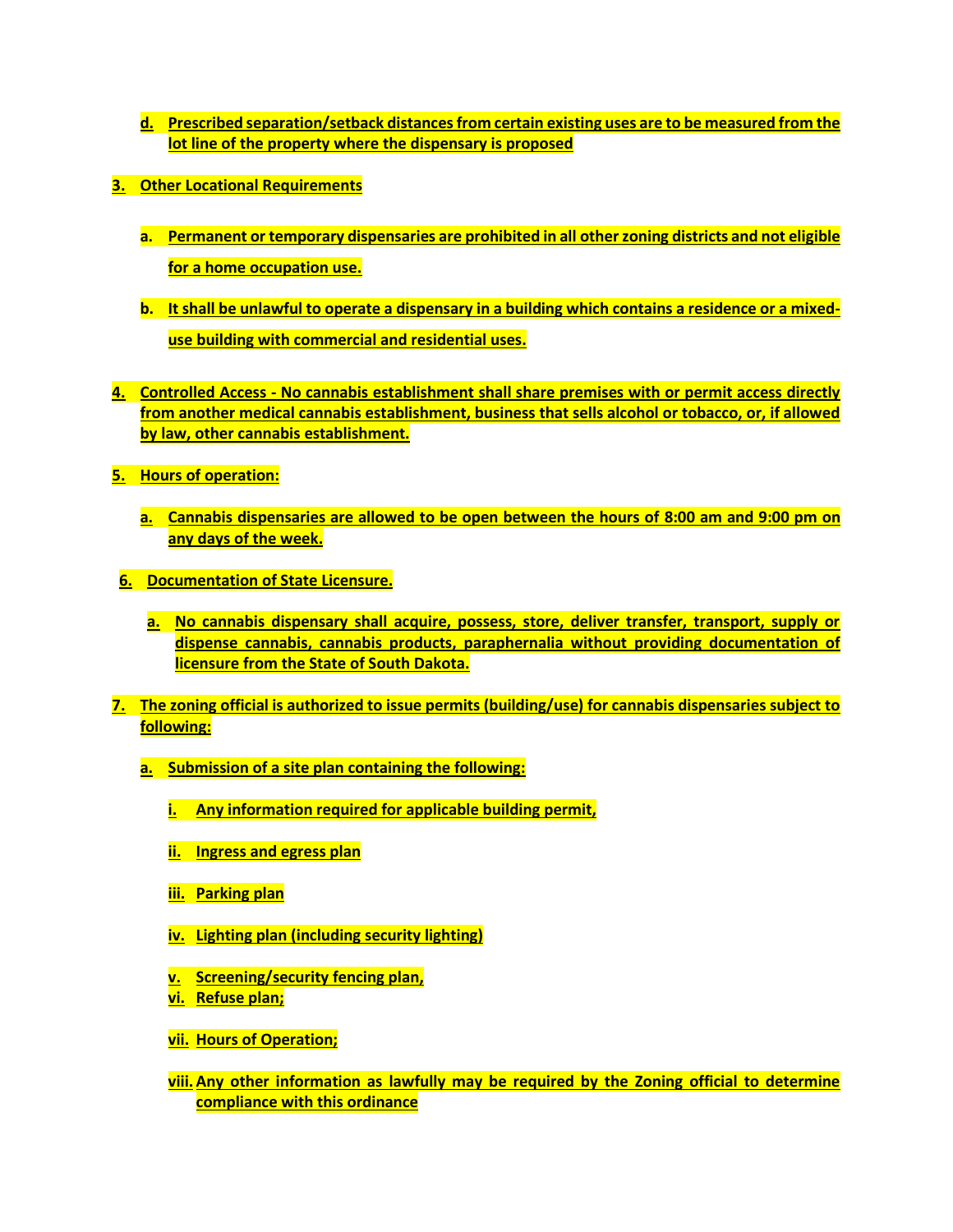d. **Prescribed separation/setback distances from certain existing uses are to be measured from the lot line of the property where the dispensary is proposed**

3. **Other Locational Requirements**

   a. **Permanent or temporary dispensaries are prohibited in all other zoning districts and not eligible for a home occupation use.**

   b. **It shall be unlawful to operate a dispensary in a building which contains a residence or a mixed-use building with commercial and residential uses.**

4. **Controlled Access - No cannabis establishment shall share premises with or permit access directly from another medical cannabis establishment, business that sells alcohol or tobacco, or, if allowed by law, other cannabis establishment.**

5. **Hours of operation:**

   a. **Cannabis dispensaries are allowed to be open between the hours of 8:00 am and 9:00 pm on any days of the week.**

6. **Documentation of State Licensure.**

   a. **No cannabis dispensary shall acquire, possess, store, deliver transfer, transport, supply or dispense cannabis, cannabis products, paraphernalia without providing documentation of licensure from the State of South Dakota.**

7. **The zoning official is authorized to issue permits (building/use) for cannabis dispensaries subject to following:**

   a. **Submission of a site plan containing the following:**

      i. **Any information required for applicable building permit,**

      ii. **Ingress and egress plan**

      iii. **Parking plan**

      iv. **Lighting plan (including security lighting)**

      v. **Screening/security fencing plan,**

      vi. **Refuse plan;**

      vii. **Hours of Operation;**

      viii. **Any other information as lawfully may be required by the Zoning official to determine compliance with this ordinance**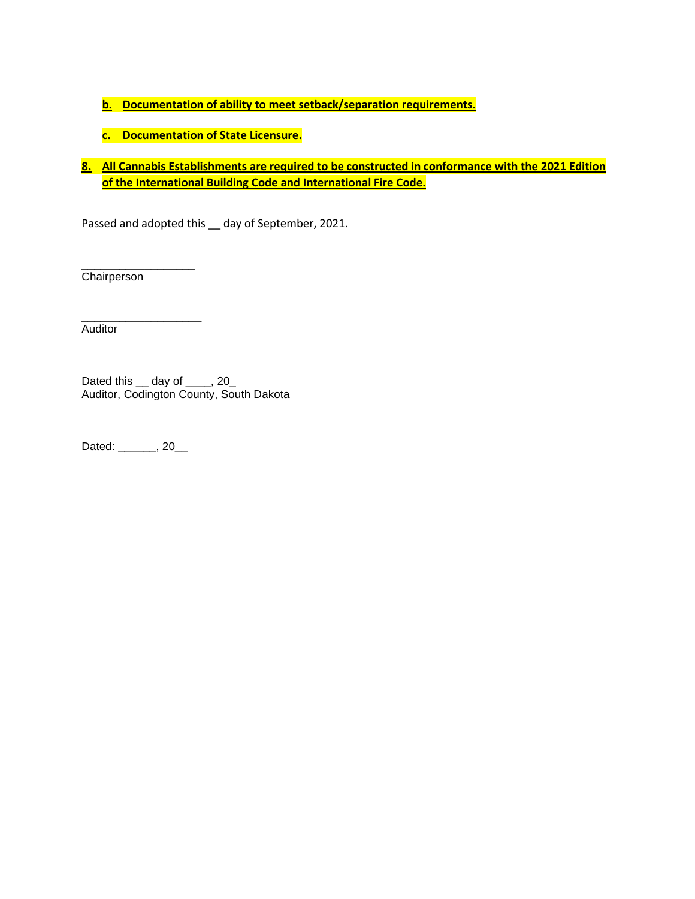**b. Documentation of ability to meet setback/separation requirements.**

**c. Documentation of State Licensure.**

**8. All Cannabis Establishments are required to be constructed in conformance with the 2021 Edition of the International Building Code and International Fire Code.**

Passed and adopted this __ day of September, 2021.

__________________
Chairperson

___________________
Auditor

Dated this __ day of ____, 20_
Auditor, Codington County, South Dakota

Dated: ______, 20__